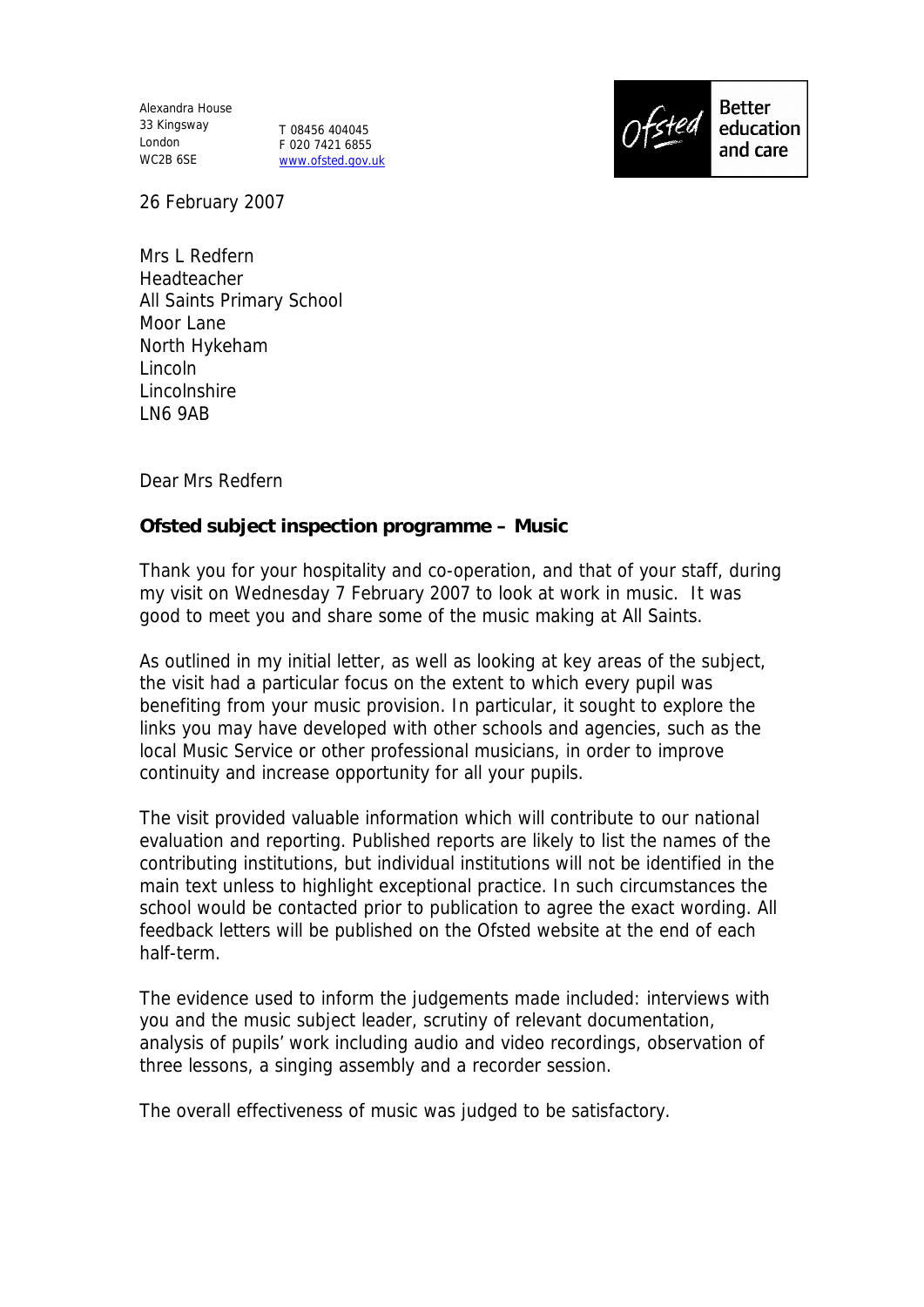Alexandra House
33 Kingsway
London
WC2B 6SE

T 08456 404045
F 020 7421 6855
www.ofsted.gov.uk

Ofsted Better education and care

26 February 2007

Mrs L Redfern
Headteacher
All Saints Primary School
Moor Lane
North Hykeham
Lincoln
Lincolnshire
LN6 9AB

Dear Mrs Redfern

**Ofsted subject inspection programme – Music**

Thank you for your hospitality and co-operation, and that of your staff, during my visit on Wednesday 7 February 2007 to look at work in music. It was good to meet you and share some of the music making at All Saints.

As outlined in my initial letter, as well as looking at key areas of the subject, the visit had a particular focus on the extent to which every pupil was benefiting from your music provision. In particular, it sought to explore the links you may have developed with other schools and agencies, such as the local Music Service or other professional musicians, in order to improve continuity and increase opportunity for all your pupils.

The visit provided valuable information which will contribute to our national evaluation and reporting. Published reports are likely to list the names of the contributing institutions, but individual institutions will not be identified in the main text unless to highlight exceptional practice. In such circumstances the school would be contacted prior to publication to agree the exact wording. All feedback letters will be published on the Ofsted website at the end of each half-term.

The evidence used to inform the judgements made included: interviews with you and the music subject leader, scrutiny of relevant documentation, analysis of pupils' work including audio and video recordings, observation of three lessons, a singing assembly and a recorder session.

The overall effectiveness of music was judged to be satisfactory.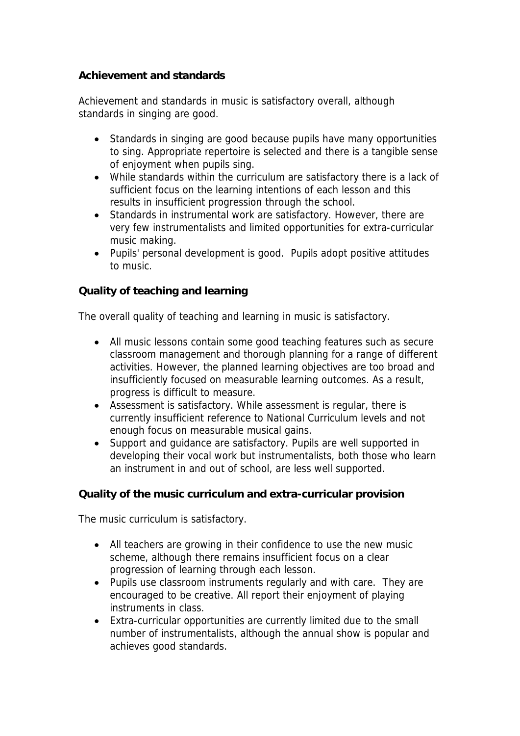**Achievement and standards**

Achievement and standards in music is satisfactory overall, although standards in singing are good.

- Standards in singing are good because pupils have many opportunities to sing. Appropriate repertoire is selected and there is a tangible sense of enjoyment when pupils sing.
- While standards within the curriculum are satisfactory there is a lack of sufficient focus on the learning intentions of each lesson and this results in insufficient progression through the school.
- Standards in instrumental work are satisfactory. However, there are very few instrumentalists and limited opportunities for extra-curricular music making.
- Pupils' personal development is good. Pupils adopt positive attitudes to music.

**Quality of teaching and learning**

The overall quality of teaching and learning in music is satisfactory.

- All music lessons contain some good teaching features such as secure classroom management and thorough planning for a range of different activities. However, the planned learning objectives are too broad and insufficiently focused on measurable learning outcomes. As a result, progress is difficult to measure.
- Assessment is satisfactory. While assessment is regular, there is currently insufficient reference to National Curriculum levels and not enough focus on measurable musical gains.
- Support and guidance are satisfactory. Pupils are well supported in developing their vocal work but instrumentalists, both those who learn an instrument in and out of school, are less well supported.

**Quality of the music curriculum and extra-curricular provision**

The music curriculum is satisfactory.

- All teachers are growing in their confidence to use the new music scheme, although there remains insufficient focus on a clear progression of learning through each lesson.
- Pupils use classroom instruments regularly and with care. They are encouraged to be creative. All report their enjoyment of playing instruments in class.
- Extra-curricular opportunities are currently limited due to the small number of instrumentalists, although the annual show is popular and achieves good standards.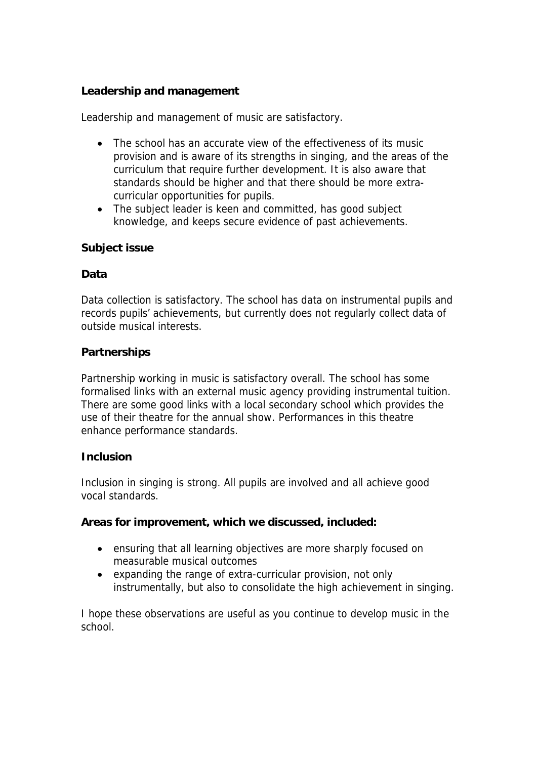**Leadership and management**

Leadership and management of music are satisfactory.

- The school has an accurate view of the effectiveness of its music provision and is aware of its strengths in singing, and the areas of the curriculum that require further development. It is also aware that standards should be higher and that there should be more extra-curricular opportunities for pupils.
- The subject leader is keen and committed, has good subject knowledge, and keeps secure evidence of past achievements.

**Subject issue**

**Data**

Data collection is satisfactory. The school has data on instrumental pupils and records pupils' achievements, but currently does not regularly collect data of outside musical interests.

**Partnerships**

Partnership working in music is satisfactory overall. The school has some formalised links with an external music agency providing instrumental tuition. There are some good links with a local secondary school which provides the use of their theatre for the annual show. Performances in this theatre enhance performance standards.

**Inclusion**

Inclusion in singing is strong. All pupils are involved and all achieve good vocal standards.

**Areas for improvement, which we discussed, included:**

- ensuring that all learning objectives are more sharply focused on measurable musical outcomes
- expanding the range of extra-curricular provision, not only instrumentally, but also to consolidate the high achievement in singing.

I hope these observations are useful as you continue to develop music in the school.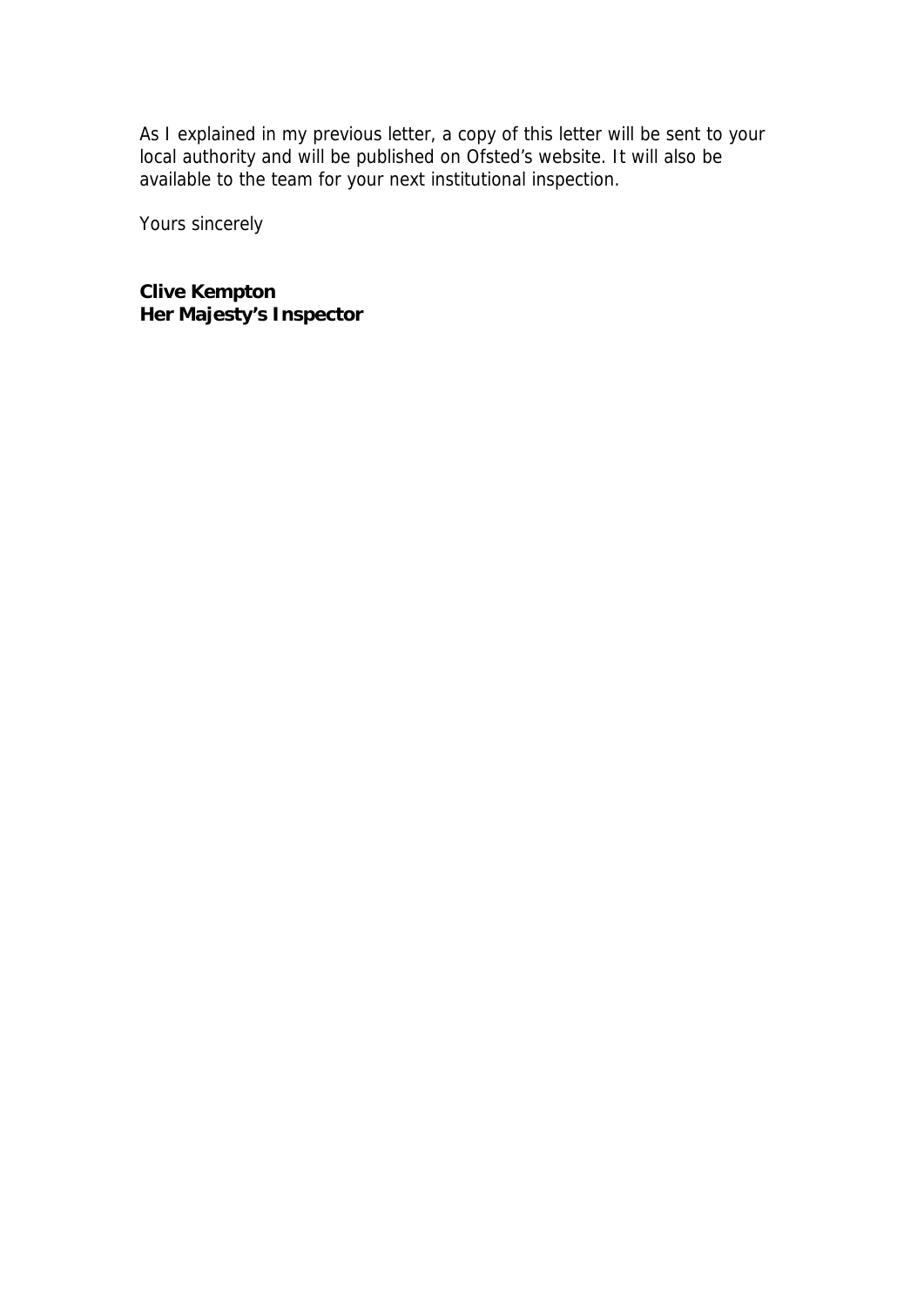As I explained in my previous letter, a copy of this letter will be sent to your local authority and will be published on Ofsted's website. It will also be available to the team for your next institutional inspection.

Yours sincerely

**Clive Kempton**
**Her Majesty's Inspector**